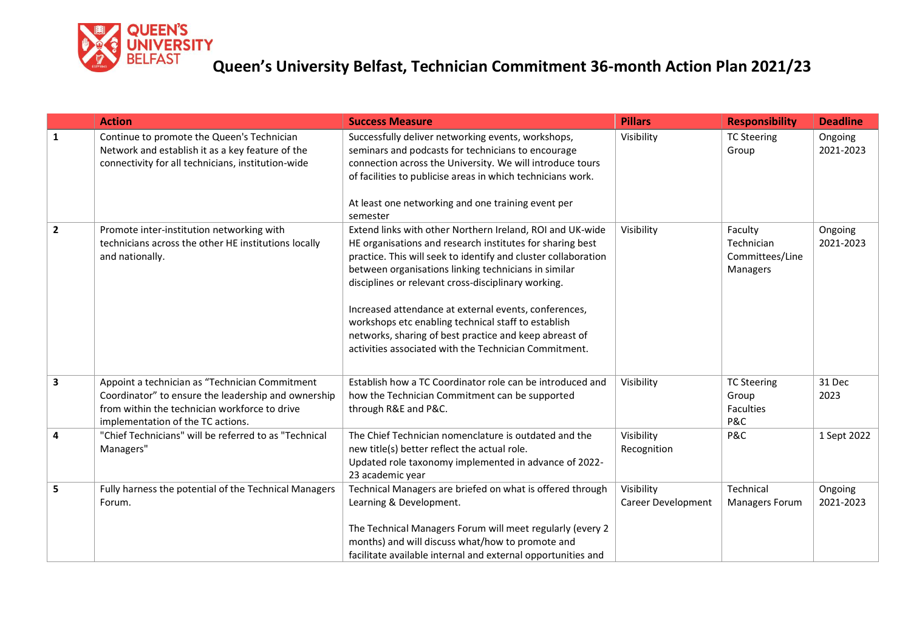# Queen's University Belfast, Technician Commitment 36-month Action Plan 2021/23

| | Action | Success Measure | Pillars | Responsibility | Deadline |
|---|---|---|---|---|---|
| 1 | Continue to promote the Queen's Technician Network and establish it as a key feature of the connectivity for all technicians, institution-wide | Successfully deliver networking events, workshops, seminars and podcasts for technicians to encourage connection across the University. We will introduce tours of facilities to publicise areas in which technicians work.<br><br>At least one networking and one training event per semester | Visibility | TC Steering Group | Ongoing 2021-2023 |
| 2 | Promote inter-institution networking with technicians across the other HE institutions locally and nationally. | Extend links with other Northern Ireland, ROI and UK-wide HE organisations and research institutes for sharing best practice. This will seek to identify and cluster collaboration between organisations linking technicians in similar disciplines or relevant cross-disciplinary working.<br><br>Increased attendance at external events, conferences, workshops etc enabling technical staff to establish networks, sharing of best practice and keep abreast of activities associated with the Technician Commitment. | Visibility | Faculty Technician Committees/Line Managers | Ongoing 2021-2023 |
| 3 | Appoint a technician as "Technician Commitment Coordinator" to ensure the leadership and ownership from within the technician workforce to drive implementation of the TC actions. | Establish how a TC Coordinator role can be introduced and how the Technician Commitment can be supported through R&E and P&C. | Visibility | TC Steering Group<br>Faculties<br>P&C | 31 Dec 2023 |
| 4 | "Chief Technicians" will be referred to as "Technical Managers" | The Chief Technician nomenclature is outdated and the new title(s) better reflect the actual role.<br>Updated role taxonomy implemented in advance of 2022-23 academic year | Visibility<br>Recognition | P&C | 1 Sept 2022 |
| 5 | Fully harness the potential of the Technical Managers Forum. | Technical Managers are briefed on what is offered through Learning & Development.<br><br>The Technical Managers Forum will meet regularly (every 2 months) and will discuss what/how to promote and facilitate available internal and external opportunities and | Visibility<br>Career Development | Technical Managers Forum | Ongoing 2021-2023 |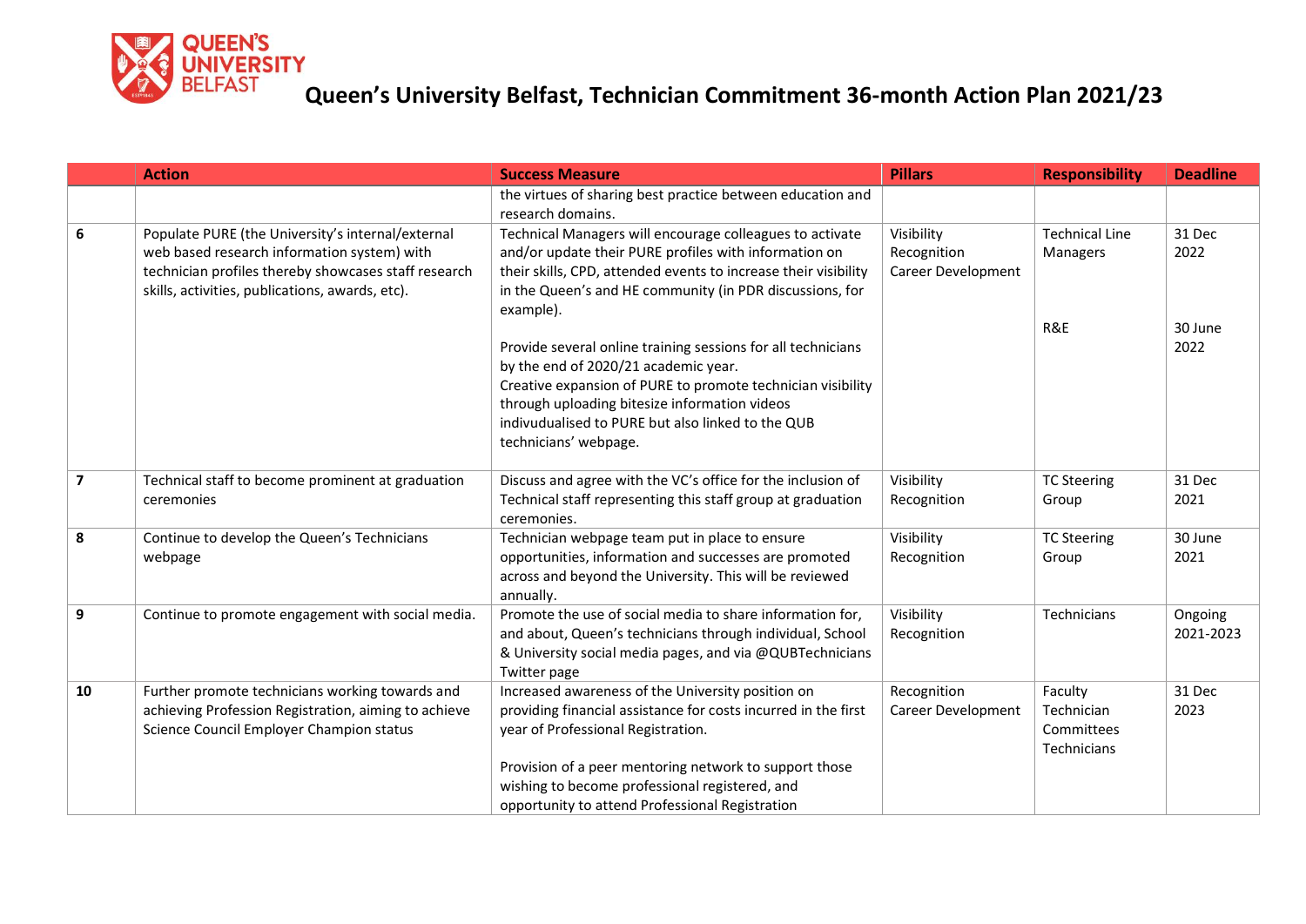# Queen's University Belfast, Technician Commitment 36-month Action Plan 2021/23

| | Action | Success Measure | Pillars | Responsibility | Deadline |
|---|---|---|---|---|---|
| | | the virtues of sharing best practice between education and research domains. | | | |
| **6** | Populate PURE (the University's internal/external web based research information system) with technician profiles thereby showcases staff research skills, activities, publications, awards, etc). | Technical Managers will encourage colleagues to activate and/or update their PURE profiles with information on their skills, CPD, attended events to increase their visibility in the Queen's and HE community (in PDR discussions, for example).<br><br>Provide several online training sessions for all technicians by the end of 2020/21 academic year.<br>Creative expansion of PURE to promote technician visibility through uploading bitesize information videos indivudualised to PURE but also linked to the QUB technicians' webpage. | Visibility<br>Recognition<br>Career Development | Technical Line Managers<br><br>R&E | 31 Dec 2022<br><br>30 June 2022 |
| **7** | Technical staff to become prominent at graduation ceremonies | Discuss and agree with the VC's office for the inclusion of Technical staff representing this staff group at graduation ceremonies. | Visibility<br>Recognition | TC Steering Group | 31 Dec 2021 |
| **8** | Continue to develop the Queen's Technicians webpage | Technician webpage team put in place to ensure opportunities, information and successes are promoted across and beyond the University. This will be reviewed annually. | Visibility<br>Recognition | TC Steering Group | 30 June 2021 |
| **9** | Continue to promote engagement with social media. | Promote the use of social media to share information for, and about, Queen's technicians through individual, School & University social media pages, and via @QUBTechnicians Twitter page | Visibility<br>Recognition | Technicians | Ongoing 2021-2023 |
| **10** | Further promote technicians working towards and achieving Profession Registration, aiming to achieve Science Council Employer Champion status | Increased awareness of the University position on providing financial assistance for costs incurred in the first year of Professional Registration.<br><br>Provision of a peer mentoring network to support those wishing to become professional registered, and opportunity to attend Professional Registration | Recognition<br>Career Development | Faculty Technician Committees<br>Technicians | 31 Dec 2023 |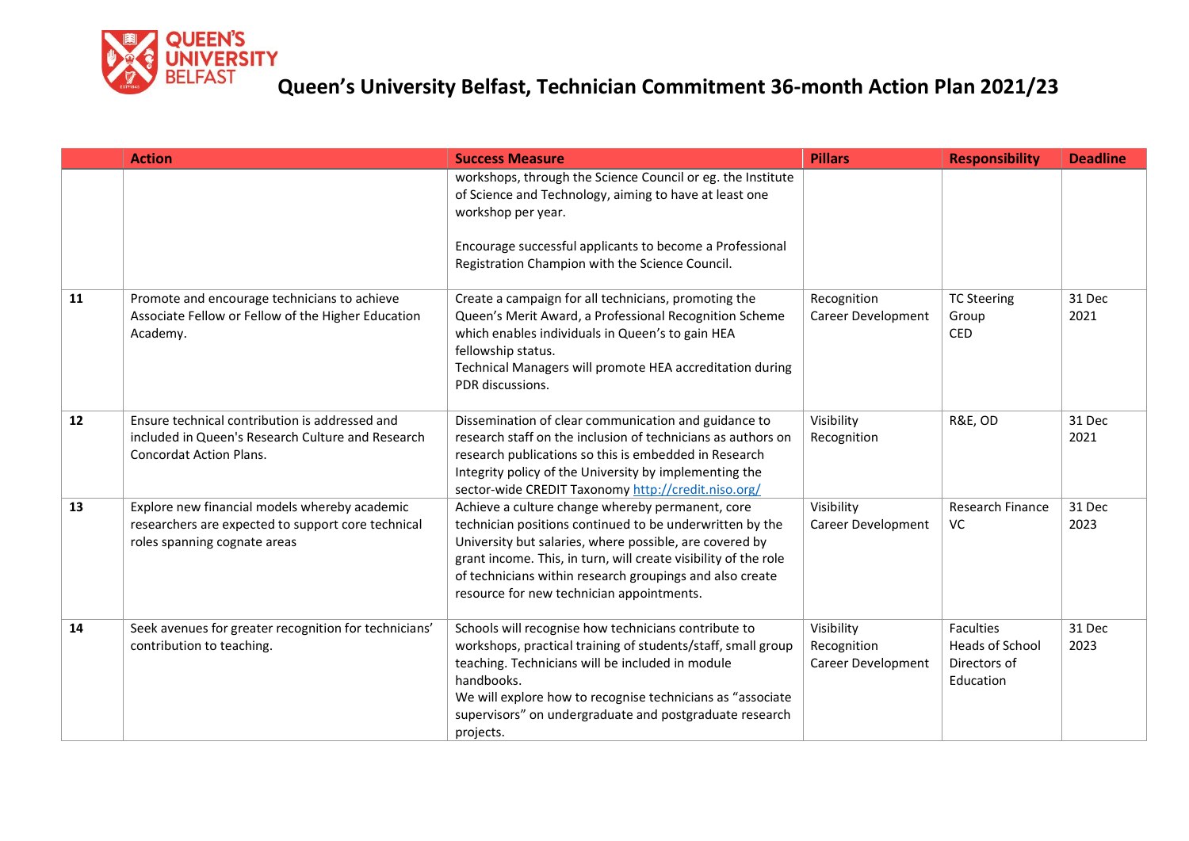# Queen's University Belfast, Technician Commitment 36-month Action Plan 2021/23

| | Action | Success Measure | Pillars | Responsibility | Deadline |
|---|---|---|---|---|---|
| | | workshops, through the Science Council or eg. the Institute of Science and Technology, aiming to have at least one workshop per year.<br><br>Encourage successful applicants to become a Professional Registration Champion with the Science Council. | | | |
| **11** | Promote and encourage technicians to achieve Associate Fellow or Fellow of the Higher Education Academy. | Create a campaign for all technicians, promoting the Queen's Merit Award, a Professional Recognition Scheme which enables individuals in Queen's to gain HEA fellowship status.<br>Technical Managers will promote HEA accreditation during PDR discussions. | Recognition<br>Career Development | TC Steering Group<br>CED | 31 Dec 2021 |
| **12** | Ensure technical contribution is addressed and included in Queen's Research Culture and Research Concordat Action Plans. | Dissemination of clear communication and guidance to research staff on the inclusion of technicians as authors on research publications so this is embedded in Research Integrity policy of the University by implementing the sector-wide CREDIT Taxonomy http://credit.niso.org/ | Visibility<br>Recognition | R&E, OD | 31 Dec 2021 |
| **13** | Explore new financial models whereby academic researchers are expected to support core technical roles spanning cognate areas | Achieve a culture change whereby permanent, core technician positions continued to be underwritten by the University but salaries, where possible, are covered by grant income. This, in turn, will create visibility of the role of technicians within research groupings and also create resource for new technician appointments. | Visibility<br>Career Development | Research Finance<br>VC | 31 Dec 2023 |
| **14** | Seek avenues for greater recognition for technicians' contribution to teaching. | Schools will recognise how technicians contribute to workshops, practical training of students/staff, small group teaching. Technicians will be included in module handbooks.<br>We will explore how to recognise technicians as "associate supervisors" on undergraduate and postgraduate research projects. | Visibility<br>Recognition<br>Career Development | Faculties<br>Heads of School<br>Directors of Education | 31 Dec 2023 |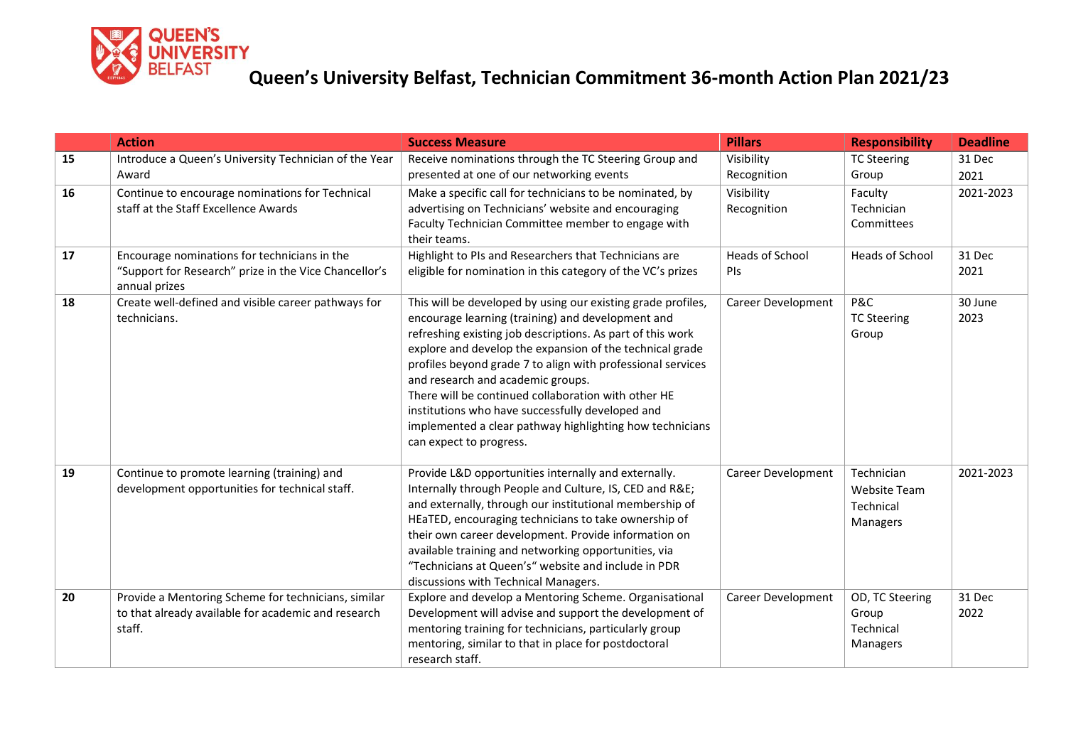# Queen's University Belfast, Technician Commitment 36-month Action Plan 2021/23

| | Action | Success Measure | Pillars | Responsibility | Deadline |
|---|---|---|---|---|---|
| **15** | Introduce a Queen's University Technician of the Year Award | Receive nominations through the TC Steering Group and presented at one of our networking events | Visibility Recognition | TC Steering Group | 31 Dec 2021 |
| **16** | Continue to encourage nominations for Technical staff at the Staff Excellence Awards | Make a specific call for technicians to be nominated, by advertising on Technicians' website and encouraging Faculty Technician Committee member to engage with their teams. | Visibility Recognition | Faculty Technician Committees | 2021-2023 |
| **17** | Encourage nominations for technicians in the "Support for Research" prize in the Vice Chancellor's annual prizes | Highlight to PIs and Researchers that Technicians are eligible for nomination in this category of the VC's prizes | Heads of School PIs | Heads of School | 31 Dec 2021 |
| **18** | Create well-defined and visible career pathways for technicians. | This will be developed by using our existing grade profiles, encourage learning (training) and development and refreshing existing job descriptions. As part of this work explore and develop the expansion of the technical grade profiles beyond grade 7 to align with professional services and research and academic groups.<br>There will be continued collaboration with other HE institutions who have successfully developed and implemented a clear pathway highlighting how technicians can expect to progress. | Career Development | P&C<br>TC Steering Group | 30 June 2023 |
| **19** | Continue to promote learning (training) and development opportunities for technical staff. | Provide L&D opportunities internally and externally. Internally through People and Culture, IS, CED and R&E; and externally, through our institutional membership of HEaTED, encouraging technicians to take ownership of their own career development. Provide information on available training and networking opportunities, via "Technicians at Queen's" website and include in PDR discussions with Technical Managers. | Career Development | Technician Website Team<br>Technical Managers | 2021-2023 |
| **20** | Provide a Mentoring Scheme for technicians, similar to that already available for academic and research staff. | Explore and develop a Mentoring Scheme. Organisational Development will advise and support the development of mentoring training for technicians, particularly group mentoring, similar to that in place for postdoctoral research staff. | Career Development | OD, TC Steering Group<br>Technical Managers | 31 Dec 2022 |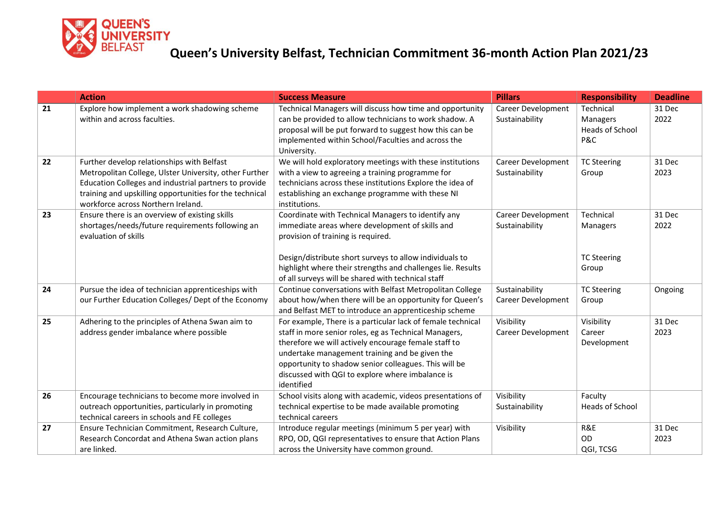# Queen's University Belfast, Technician Commitment 36-month Action Plan 2021/23

| | Action | Success Measure | Pillars | Responsibility | Deadline |
|---|---|---|---|---|---|
| **21** | Explore how implement a work shadowing scheme within and across faculties. | Technical Managers will discuss how time and opportunity can be provided to allow technicians to work shadow. A proposal will be put forward to suggest how this can be implemented within School/Faculties and across the University. | Career Development Sustainability | Technical Managers Heads of School P&C | 31 Dec 2022 |
| **22** | Further develop relationships with Belfast Metropolitan College, Ulster University, other Further Education Colleges and industrial partners to provide training and upskilling opportunities for the technical workforce across Northern Ireland. | We will hold exploratory meetings with these institutions with a view to agreeing a training programme for technicians across these institutions Explore the idea of establishing an exchange programme with these NI institutions. | Career Development Sustainability | TC Steering Group | 31 Dec 2023 |
| **23** | Ensure there is an overview of existing skills shortages/needs/future requirements following an evaluation of skills | Coordinate with Technical Managers to identify any immediate areas where development of skills and provision of training is required.<br><br>Design/distribute short surveys to allow individuals to highlight where their strengths and challenges lie. Results of all surveys will be shared with technical staff | Career Development Sustainability | Technical Managers<br><br>TC Steering Group | 31 Dec 2022 |
| **24** | Pursue the idea of technician apprenticeships with our Further Education Colleges/ Dept of the Economy | Continue conversations with Belfast Metropolitan College about how/when there will be an opportunity for Queen's and Belfast MET to introduce an apprenticeship scheme | Sustainability Career Development | TC Steering Group | Ongoing |
| **25** | Adhering to the principles of Athena Swan aim to address gender imbalance where possible | For example, There is a particular lack of female technical staff in more senior roles, eg as Technical Managers, therefore we will actively encourage female staff to undertake management training and be given the opportunity to shadow senior colleagues. This will be discussed with QGI to explore where imbalance is identified | Visibility Career Development | Visibility Career Development | 31 Dec 2023 |
| **26** | Encourage technicians to become more involved in outreach opportunities, particularly in promoting technical careers in schools and FE colleges | School visits along with academic, videos presentations of technical expertise to be made available promoting technical careers | Visibility Sustainability | Faculty Heads of School | |
| **27** | Ensure Technician Commitment, Research Culture, Research Concordat and Athena Swan action plans are linked. | Introduce regular meetings (minimum 5 per year) with RPO, OD, QGI representatives to ensure that Action Plans across the University have common ground. | Visibility | R&E OD QGI, TCSG | 31 Dec 2023 |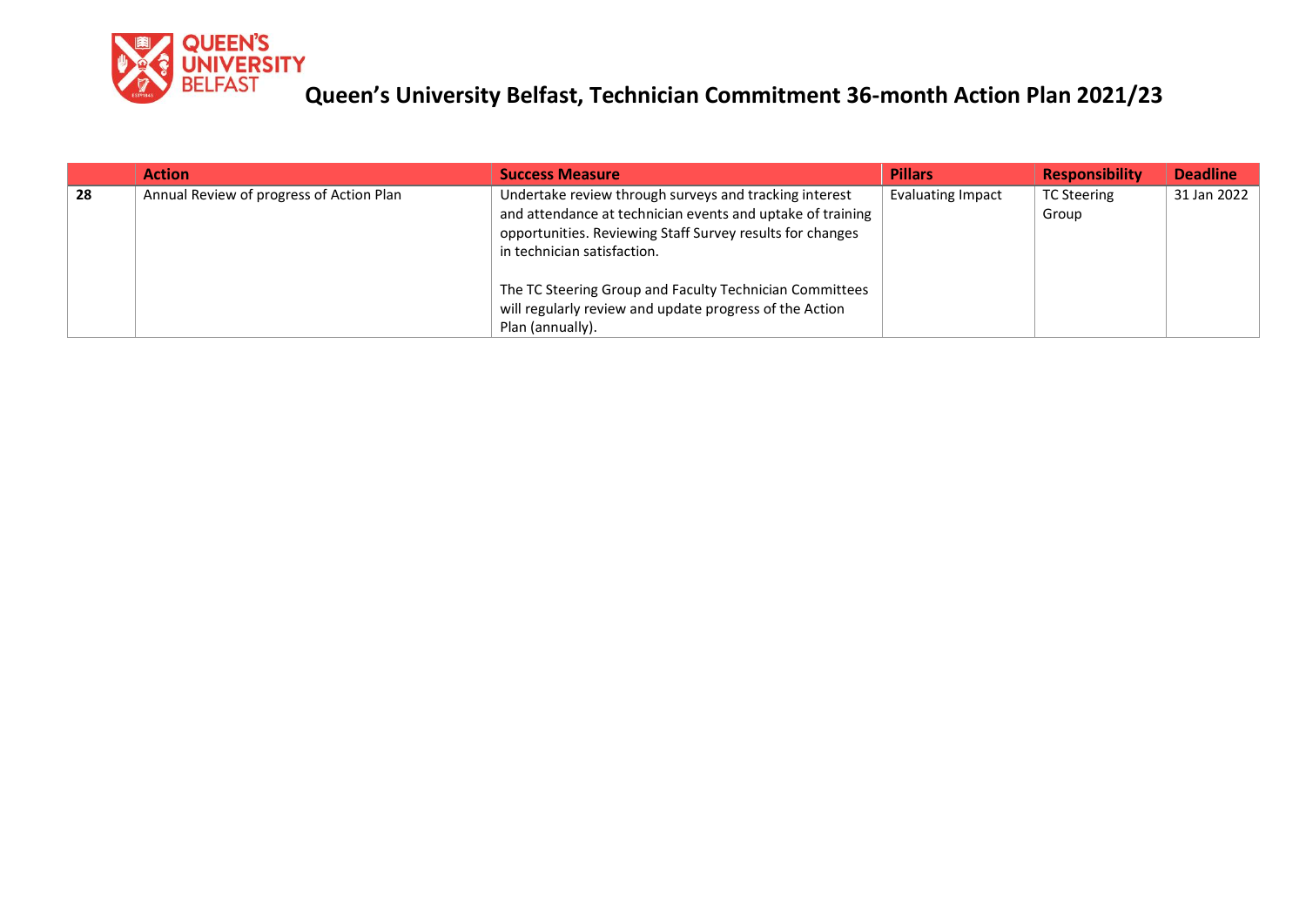# Queen's University Belfast, Technician Commitment 36-month Action Plan 2021/23

| | Action | Success Measure | Pillars | Responsibility | Deadline |
|---|---|---|---|---|---|
| **28** | Annual Review of progress of Action Plan | Undertake review through surveys and tracking interest and attendance at technician events and uptake of training opportunities. Reviewing Staff Survey results for changes in technician satisfaction.<br><br>The TC Steering Group and Faculty Technician Committees will regularly review and update progress of the Action Plan (annually). | Evaluating Impact | TC Steering Group | 31 Jan 2022 |